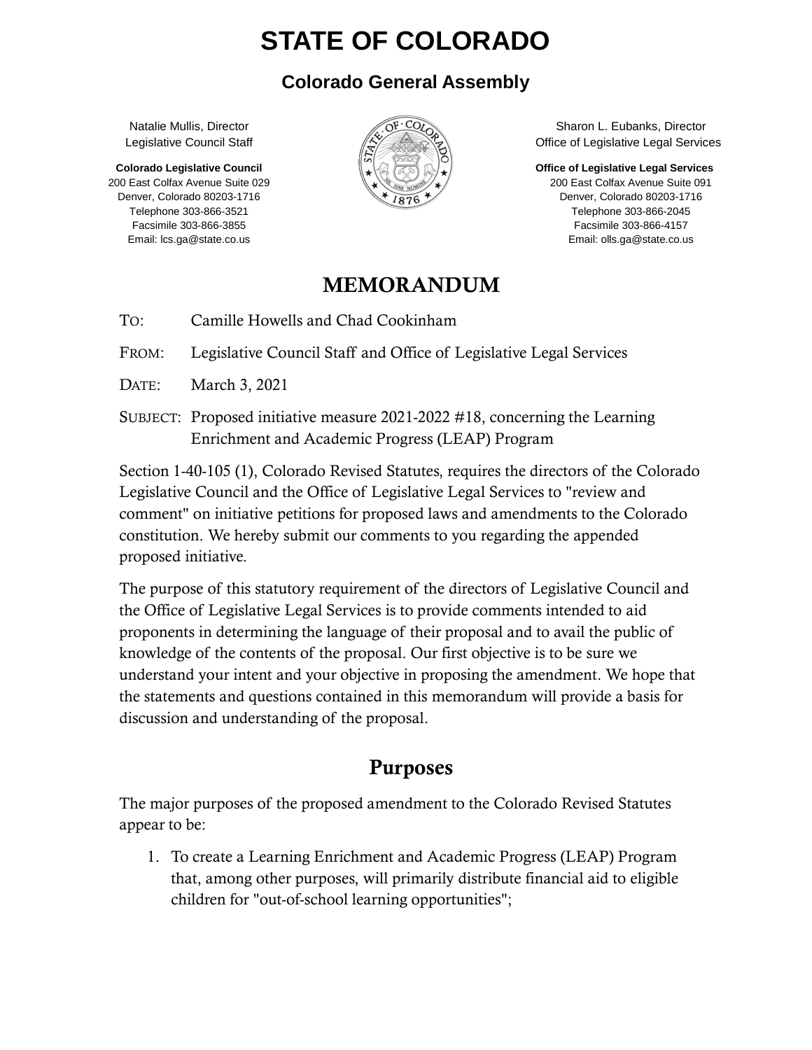# STATE OF COLORADO

## Colorado General Assembly

Natalie Mullis, Director
Legislative Council Staff

**Colorado Legislative Council**
200 East Colfax Avenue Suite 029
Denver, Colorado 80203-1716
Telephone 303-866-3521
Facsimile 303-866-3855
Email: lcs.ga@state.co.us

Sharon L. Eubanks, Director
Office of Legislative Legal Services

**Office of Legislative Legal Services**
200 East Colfax Avenue Suite 091
Denver, Colorado 80203-1716
Telephone 303-866-2045
Facsimile 303-866-4157
Email: olls.ga@state.co.us

# MEMORANDUM

TO: Camille Howells and Chad Cookinham

FROM: Legislative Council Staff and Office of Legislative Legal Services

DATE: March 3, 2021

SUBJECT: Proposed initiative measure 2021-2022 #18, concerning the Learning Enrichment and Academic Progress (LEAP) Program

Section 1-40-105 (1), Colorado Revised Statutes, requires the directors of the Colorado Legislative Council and the Office of Legislative Legal Services to "review and comment" on initiative petitions for proposed laws and amendments to the Colorado constitution. We hereby submit our comments to you regarding the appended proposed initiative.

The purpose of this statutory requirement of the directors of Legislative Council and the Office of Legislative Legal Services is to provide comments intended to aid proponents in determining the language of their proposal and to avail the public of knowledge of the contents of the proposal. Our first objective is to be sure we understand your intent and your objective in proposing the amendment. We hope that the statements and questions contained in this memorandum will provide a basis for discussion and understanding of the proposal.

## Purposes

The major purposes of the proposed amendment to the Colorado Revised Statutes appear to be:

1. To create a Learning Enrichment and Academic Progress (LEAP) Program that, among other purposes, will primarily distribute financial aid to eligible children for "out-of-school learning opportunities";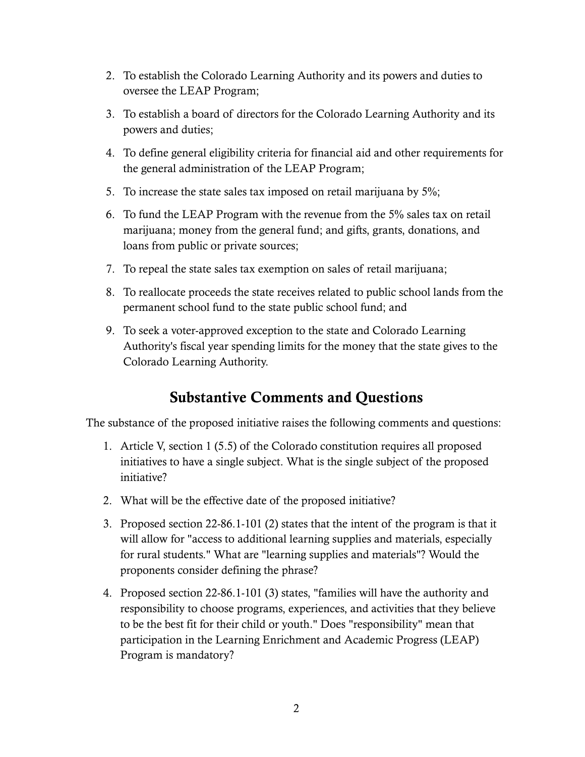2. To establish the Colorado Learning Authority and its powers and duties to oversee the LEAP Program;

3. To establish a board of directors for the Colorado Learning Authority and its powers and duties;

4. To define general eligibility criteria for financial aid and other requirements for the general administration of the LEAP Program;

5. To increase the state sales tax imposed on retail marijuana by 5%;

6. To fund the LEAP Program with the revenue from the 5% sales tax on retail marijuana; money from the general fund; and gifts, grants, donations, and loans from public or private sources;

7. To repeal the state sales tax exemption on sales of retail marijuana;

8. To reallocate proceeds the state receives related to public school lands from the permanent school fund to the state public school fund; and

9. To seek a voter-approved exception to the state and Colorado Learning Authority's fiscal year spending limits for the money that the state gives to the Colorado Learning Authority.

## Substantive Comments and Questions

The substance of the proposed initiative raises the following comments and questions:

1. Article V, section 1 (5.5) of the Colorado constitution requires all proposed initiatives to have a single subject. What is the single subject of the proposed initiative?

2. What will be the effective date of the proposed initiative?

3. Proposed section 22-86.1-101 (2) states that the intent of the program is that it will allow for "access to additional learning supplies and materials, especially for rural students." What are "learning supplies and materials"? Would the proponents consider defining the phrase?

4. Proposed section 22-86.1-101 (3) states, "families will have the authority and responsibility to choose programs, experiences, and activities that they believe to be the best fit for their child or youth." Does "responsibility" mean that participation in the Learning Enrichment and Academic Progress (LEAP) Program is mandatory?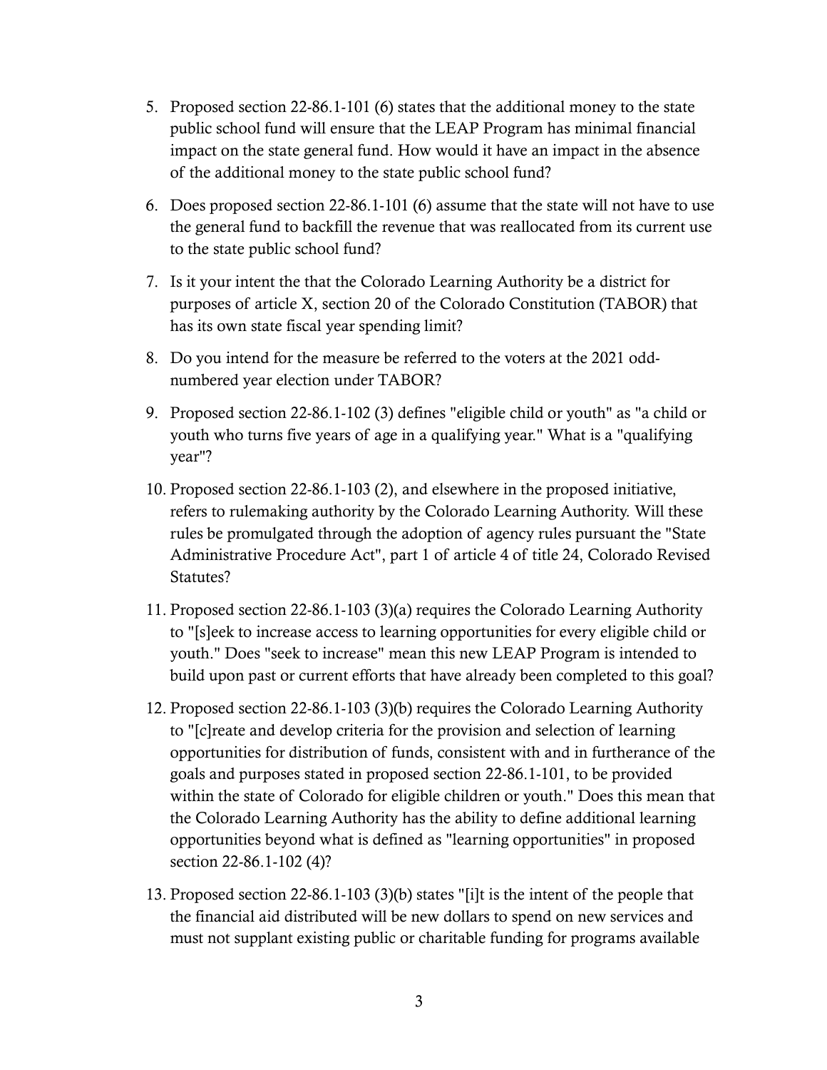5. Proposed section 22-86.1-101 (6) states that the additional money to the state public school fund will ensure that the LEAP Program has minimal financial impact on the state general fund. How would it have an impact in the absence of the additional money to the state public school fund?

6. Does proposed section 22-86.1-101 (6) assume that the state will not have to use the general fund to backfill the revenue that was reallocated from its current use to the state public school fund?

7. Is it your intent the that the Colorado Learning Authority be a district for purposes of article X, section 20 of the Colorado Constitution (TABOR) that has its own state fiscal year spending limit?

8. Do you intend for the measure be referred to the voters at the 2021 odd-numbered year election under TABOR?

9. Proposed section 22-86.1-102 (3) defines "eligible child or youth" as "a child or youth who turns five years of age in a qualifying year." What is a "qualifying year"?

10. Proposed section 22-86.1-103 (2), and elsewhere in the proposed initiative, refers to rulemaking authority by the Colorado Learning Authority. Will these rules be promulgated through the adoption of agency rules pursuant the "State Administrative Procedure Act", part 1 of article 4 of title 24, Colorado Revised Statutes?

11. Proposed section 22-86.1-103 (3)(a) requires the Colorado Learning Authority to "[s]eek to increase access to learning opportunities for every eligible child or youth." Does "seek to increase" mean this new LEAP Program is intended to build upon past or current efforts that have already been completed to this goal?

12. Proposed section 22-86.1-103 (3)(b) requires the Colorado Learning Authority to "[c]reate and develop criteria for the provision and selection of learning opportunities for distribution of funds, consistent with and in furtherance of the goals and purposes stated in proposed section 22-86.1-101, to be provided within the state of Colorado for eligible children or youth." Does this mean that the Colorado Learning Authority has the ability to define additional learning opportunities beyond what is defined as "learning opportunities" in proposed section 22-86.1-102 (4)?

13. Proposed section 22-86.1-103 (3)(b) states "[i]t is the intent of the people that the financial aid distributed will be new dollars to spend on new services and must not supplant existing public or charitable funding for programs available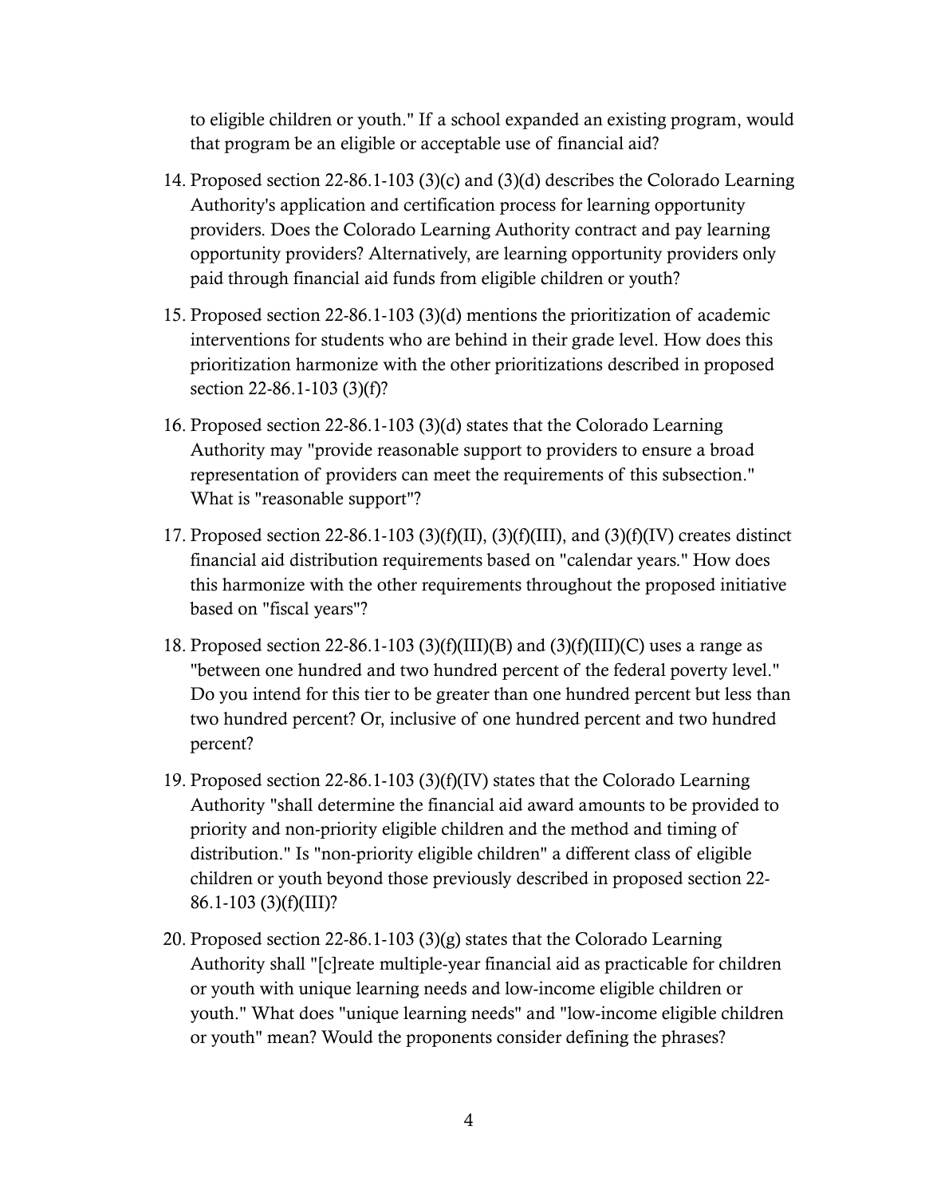to eligible children or youth." If a school expanded an existing program, would that program be an eligible or acceptable use of financial aid?

14. Proposed section 22-86.1-103 (3)(c) and (3)(d) describes the Colorado Learning Authority's application and certification process for learning opportunity providers. Does the Colorado Learning Authority contract and pay learning opportunity providers? Alternatively, are learning opportunity providers only paid through financial aid funds from eligible children or youth?

15. Proposed section 22-86.1-103 (3)(d) mentions the prioritization of academic interventions for students who are behind in their grade level. How does this prioritization harmonize with the other prioritizations described in proposed section 22-86.1-103 (3)(f)?

16. Proposed section 22-86.1-103 (3)(d) states that the Colorado Learning Authority may "provide reasonable support to providers to ensure a broad representation of providers can meet the requirements of this subsection." What is "reasonable support"?

17. Proposed section 22-86.1-103 (3)(f)(II), (3)(f)(III), and (3)(f)(IV) creates distinct financial aid distribution requirements based on "calendar years." How does this harmonize with the other requirements throughout the proposed initiative based on "fiscal years"?

18. Proposed section 22-86.1-103 (3)(f)(III)(B) and (3)(f)(III)(C) uses a range as "between one hundred and two hundred percent of the federal poverty level." Do you intend for this tier to be greater than one hundred percent but less than two hundred percent? Or, inclusive of one hundred percent and two hundred percent?

19. Proposed section 22-86.1-103 (3)(f)(IV) states that the Colorado Learning Authority "shall determine the financial aid award amounts to be provided to priority and non-priority eligible children and the method and timing of distribution." Is "non-priority eligible children" a different class of eligible children or youth beyond those previously described in proposed section 22-86.1-103 (3)(f)(III)?

20. Proposed section 22-86.1-103 (3)(g) states that the Colorado Learning Authority shall "[c]reate multiple-year financial aid as practicable for children or youth with unique learning needs and low-income eligible children or youth." What does "unique learning needs" and "low-income eligible children or youth" mean? Would the proponents consider defining the phrases?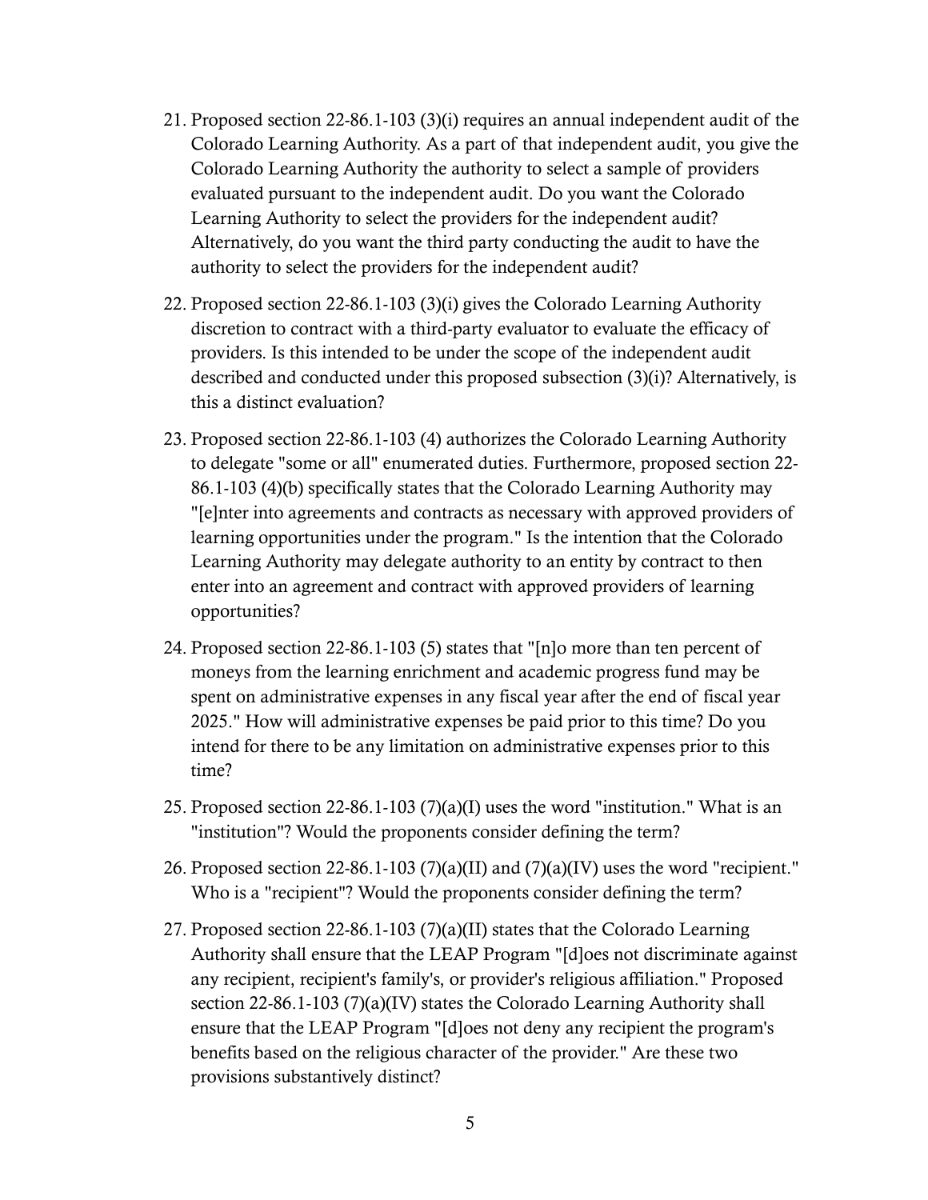21. Proposed section 22-86.1-103 (3)(i) requires an annual independent audit of the Colorado Learning Authority. As a part of that independent audit, you give the Colorado Learning Authority the authority to select a sample of providers evaluated pursuant to the independent audit. Do you want the Colorado Learning Authority to select the providers for the independent audit? Alternatively, do you want the third party conducting the audit to have the authority to select the providers for the independent audit?

22. Proposed section 22-86.1-103 (3)(i) gives the Colorado Learning Authority discretion to contract with a third-party evaluator to evaluate the efficacy of providers. Is this intended to be under the scope of the independent audit described and conducted under this proposed subsection (3)(i)? Alternatively, is this a distinct evaluation?

23. Proposed section 22-86.1-103 (4) authorizes the Colorado Learning Authority to delegate "some or all" enumerated duties. Furthermore, proposed section 22-86.1-103 (4)(b) specifically states that the Colorado Learning Authority may "[e]nter into agreements and contracts as necessary with approved providers of learning opportunities under the program." Is the intention that the Colorado Learning Authority may delegate authority to an entity by contract to then enter into an agreement and contract with approved providers of learning opportunities?

24. Proposed section 22-86.1-103 (5) states that "[n]o more than ten percent of moneys from the learning enrichment and academic progress fund may be spent on administrative expenses in any fiscal year after the end of fiscal year 2025." How will administrative expenses be paid prior to this time? Do you intend for there to be any limitation on administrative expenses prior to this time?

25. Proposed section 22-86.1-103 (7)(a)(I) uses the word "institution." What is an "institution"? Would the proponents consider defining the term?

26. Proposed section 22-86.1-103 (7)(a)(II) and (7)(a)(IV) uses the word "recipient." Who is a "recipient"? Would the proponents consider defining the term?

27. Proposed section 22-86.1-103 (7)(a)(II) states that the Colorado Learning Authority shall ensure that the LEAP Program "[d]oes not discriminate against any recipient, recipient's family's, or provider's religious affiliation." Proposed section 22-86.1-103 (7)(a)(IV) states the Colorado Learning Authority shall ensure that the LEAP Program "[d]oes not deny any recipient the program's benefits based on the religious character of the provider." Are these two provisions substantively distinct?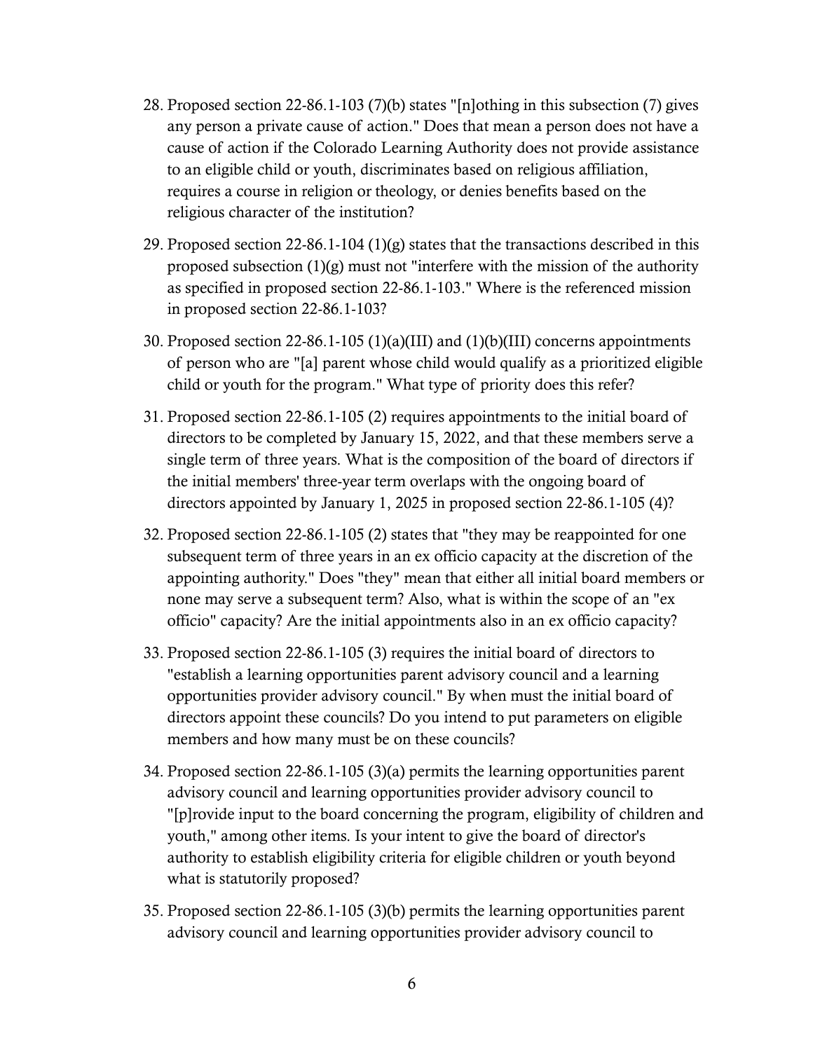28. Proposed section 22-86.1-103 (7)(b) states "[n]othing in this subsection (7) gives any person a private cause of action." Does that mean a person does not have a cause of action if the Colorado Learning Authority does not provide assistance to an eligible child or youth, discriminates based on religious affiliation, requires a course in religion or theology, or denies benefits based on the religious character of the institution?

29. Proposed section 22-86.1-104 (1)(g) states that the transactions described in this proposed subsection (1)(g) must not "interfere with the mission of the authority as specified in proposed section 22-86.1-103." Where is the referenced mission in proposed section 22-86.1-103?

30. Proposed section 22-86.1-105 (1)(a)(III) and (1)(b)(III) concerns appointments of person who are "[a] parent whose child would qualify as a prioritized eligible child or youth for the program." What type of priority does this refer?

31. Proposed section 22-86.1-105 (2) requires appointments to the initial board of directors to be completed by January 15, 2022, and that these members serve a single term of three years. What is the composition of the board of directors if the initial members' three-year term overlaps with the ongoing board of directors appointed by January 1, 2025 in proposed section 22-86.1-105 (4)?

32. Proposed section 22-86.1-105 (2) states that "they may be reappointed for one subsequent term of three years in an ex officio capacity at the discretion of the appointing authority." Does "they" mean that either all initial board members or none may serve a subsequent term? Also, what is within the scope of an "ex officio" capacity? Are the initial appointments also in an ex officio capacity?

33. Proposed section 22-86.1-105 (3) requires the initial board of directors to "establish a learning opportunities parent advisory council and a learning opportunities provider advisory council." By when must the initial board of directors appoint these councils? Do you intend to put parameters on eligible members and how many must be on these councils?

34. Proposed section 22-86.1-105 (3)(a) permits the learning opportunities parent advisory council and learning opportunities provider advisory council to "[p]rovide input to the board concerning the program, eligibility of children and youth," among other items. Is your intent to give the board of director's authority to establish eligibility criteria for eligible children or youth beyond what is statutorily proposed?

35. Proposed section 22-86.1-105 (3)(b) permits the learning opportunities parent advisory council and learning opportunities provider advisory council to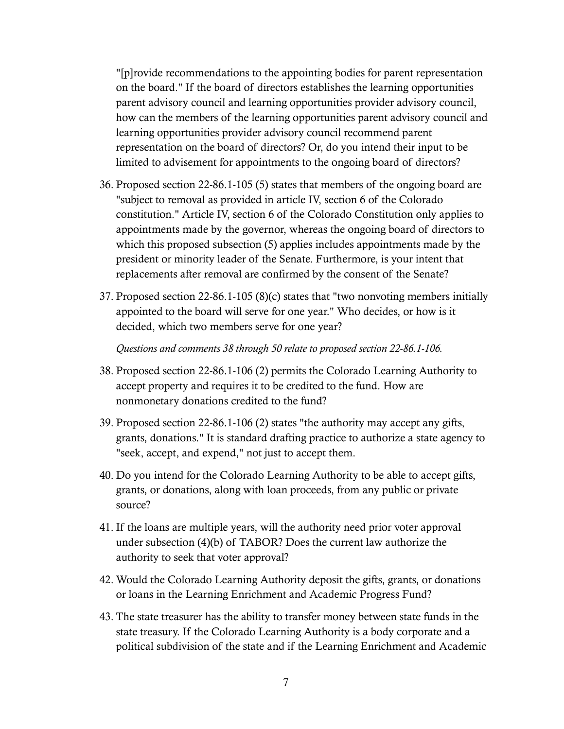"[p]rovide recommendations to the appointing bodies for parent representation on the board." If the board of directors establishes the learning opportunities parent advisory council and learning opportunities provider advisory council, how can the members of the learning opportunities parent advisory council and learning opportunities provider advisory council recommend parent representation on the board of directors? Or, do you intend their input to be limited to advisement for appointments to the ongoing board of directors?

36. Proposed section 22-86.1-105 (5) states that members of the ongoing board are "subject to removal as provided in article IV, section 6 of the Colorado constitution." Article IV, section 6 of the Colorado Constitution only applies to appointments made by the governor, whereas the ongoing board of directors to which this proposed subsection (5) applies includes appointments made by the president or minority leader of the Senate. Furthermore, is your intent that replacements after removal are confirmed by the consent of the Senate?

37. Proposed section 22-86.1-105 (8)(c) states that "two nonvoting members initially appointed to the board will serve for one year." Who decides, or how is it decided, which two members serve for one year?

*Questions and comments 38 through 50 relate to proposed section 22-86.1-106.*

38. Proposed section 22-86.1-106 (2) permits the Colorado Learning Authority to accept property and requires it to be credited to the fund. How are nonmonetary donations credited to the fund?

39. Proposed section 22-86.1-106 (2) states "the authority may accept any gifts, grants, donations." It is standard drafting practice to authorize a state agency to "seek, accept, and expend," not just to accept them.

40. Do you intend for the Colorado Learning Authority to be able to accept gifts, grants, or donations, along with loan proceeds, from any public or private source?

41. If the loans are multiple years, will the authority need prior voter approval under subsection (4)(b) of TABOR? Does the current law authorize the authority to seek that voter approval?

42. Would the Colorado Learning Authority deposit the gifts, grants, or donations or loans in the Learning Enrichment and Academic Progress Fund?

43. The state treasurer has the ability to transfer money between state funds in the state treasury. If the Colorado Learning Authority is a body corporate and a political subdivision of the state and if the Learning Enrichment and Academic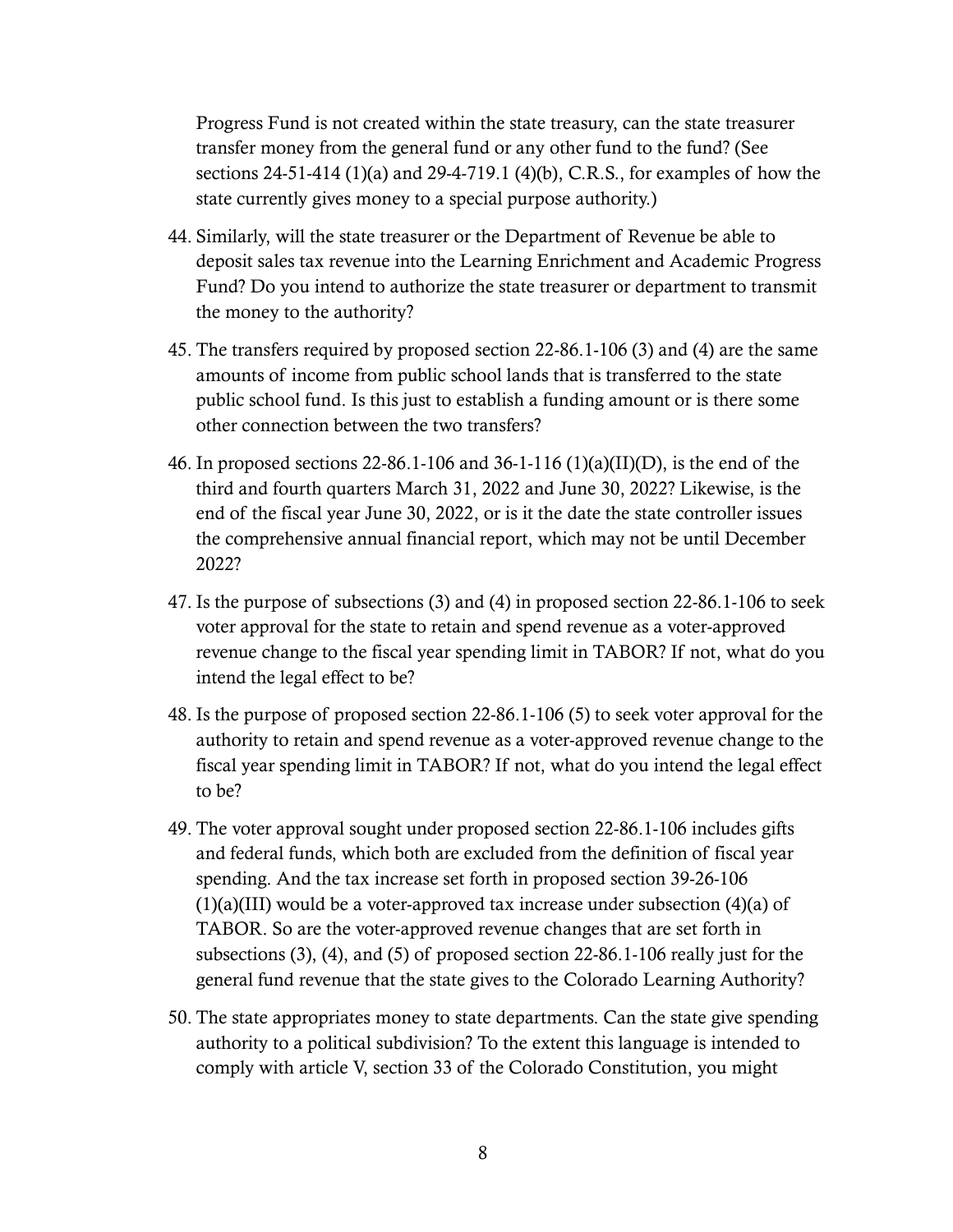Progress Fund is not created within the state treasury, can the state treasurer transfer money from the general fund or any other fund to the fund? (See sections 24-51-414 (1)(a) and 29-4-719.1 (4)(b), C.R.S., for examples of how the state currently gives money to a special purpose authority.)

44. Similarly, will the state treasurer or the Department of Revenue be able to deposit sales tax revenue into the Learning Enrichment and Academic Progress Fund? Do you intend to authorize the state treasurer or department to transmit the money to the authority?

45. The transfers required by proposed section 22-86.1-106 (3) and (4) are the same amounts of income from public school lands that is transferred to the state public school fund. Is this just to establish a funding amount or is there some other connection between the two transfers?

46. In proposed sections 22-86.1-106 and 36-1-116 (1)(a)(II)(D), is the end of the third and fourth quarters March 31, 2022 and June 30, 2022? Likewise, is the end of the fiscal year June 30, 2022, or is it the date the state controller issues the comprehensive annual financial report, which may not be until December 2022?

47. Is the purpose of subsections (3) and (4) in proposed section 22-86.1-106 to seek voter approval for the state to retain and spend revenue as a voter-approved revenue change to the fiscal year spending limit in TABOR? If not, what do you intend the legal effect to be?

48. Is the purpose of proposed section 22-86.1-106 (5) to seek voter approval for the authority to retain and spend revenue as a voter-approved revenue change to the fiscal year spending limit in TABOR? If not, what do you intend the legal effect to be?

49. The voter approval sought under proposed section 22-86.1-106 includes gifts and federal funds, which both are excluded from the definition of fiscal year spending. And the tax increase set forth in proposed section 39-26-106 (1)(a)(III) would be a voter-approved tax increase under subsection (4)(a) of TABOR. So are the voter-approved revenue changes that are set forth in subsections (3), (4), and (5) of proposed section 22-86.1-106 really just for the general fund revenue that the state gives to the Colorado Learning Authority?

50. The state appropriates money to state departments. Can the state give spending authority to a political subdivision? To the extent this language is intended to comply with article V, section 33 of the Colorado Constitution, you might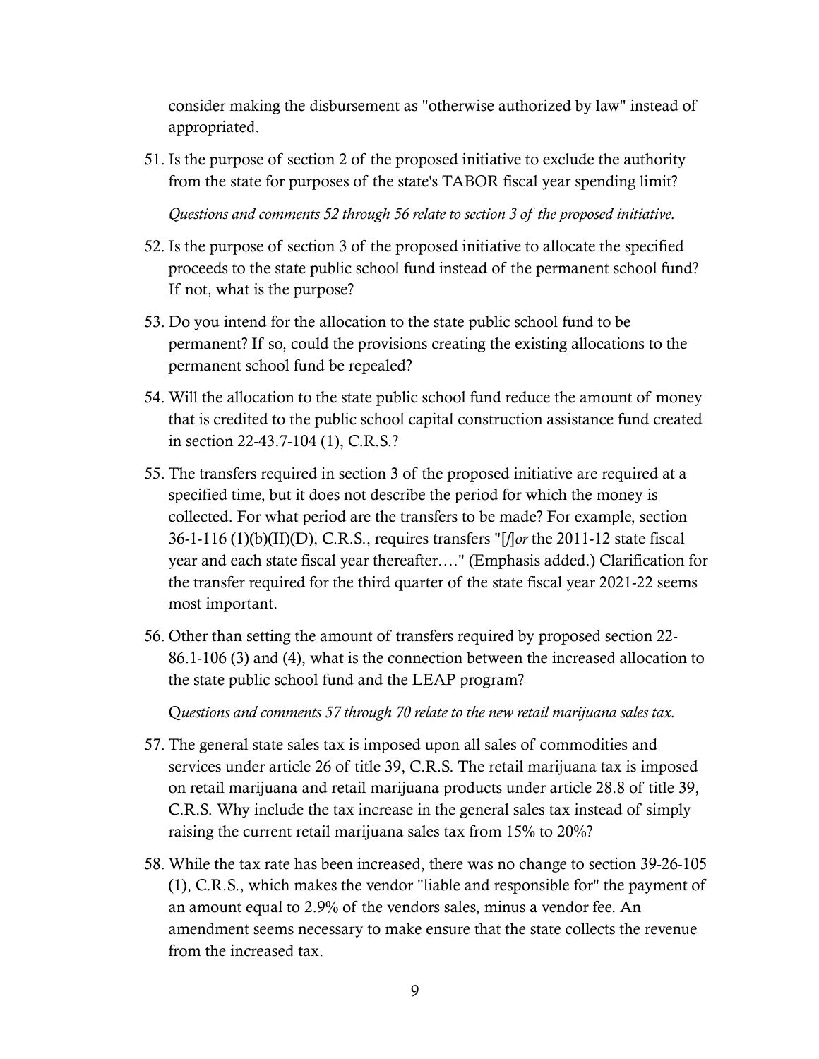consider making the disbursement as "otherwise authorized by law" instead of appropriated.

51. Is the purpose of section 2 of the proposed initiative to exclude the authority from the state for purposes of the state's TABOR fiscal year spending limit?

*Questions and comments 52 through 56 relate to section 3 of the proposed initiative.*

52. Is the purpose of section 3 of the proposed initiative to allocate the specified proceeds to the state public school fund instead of the permanent school fund? If not, what is the purpose?

53. Do you intend for the allocation to the state public school fund to be permanent? If so, could the provisions creating the existing allocations to the permanent school fund be repealed?

54. Will the allocation to the state public school fund reduce the amount of money that is credited to the public school capital construction assistance fund created in section 22-43.7-104 (1), C.R.S.?

55. The transfers required in section 3 of the proposed initiative are required at a specified time, but it does not describe the period for which the money is collected. For what period are the transfers to be made? For example, section 36-1-116 (1)(b)(II)(D), C.R.S., requires transfers "[*f*]*or* the 2011-12 state fiscal year and each state fiscal year thereafter…." (Emphasis added.) Clarification for the transfer required for the third quarter of the state fiscal year 2021-22 seems most important.

56. Other than setting the amount of transfers required by proposed section 22-86.1-106 (3) and (4), what is the connection between the increased allocation to the state public school fund and the LEAP program?

*Questions and comments 57 through 70 relate to the new retail marijuana sales tax.*

57. The general state sales tax is imposed upon all sales of commodities and services under article 26 of title 39, C.R.S. The retail marijuana tax is imposed on retail marijuana and retail marijuana products under article 28.8 of title 39, C.R.S. Why include the tax increase in the general sales tax instead of simply raising the current retail marijuana sales tax from 15% to 20%?

58. While the tax rate has been increased, there was no change to section 39-26-105 (1), C.R.S., which makes the vendor "liable and responsible for" the payment of an amount equal to 2.9% of the vendors sales, minus a vendor fee. An amendment seems necessary to make ensure that the state collects the revenue from the increased tax.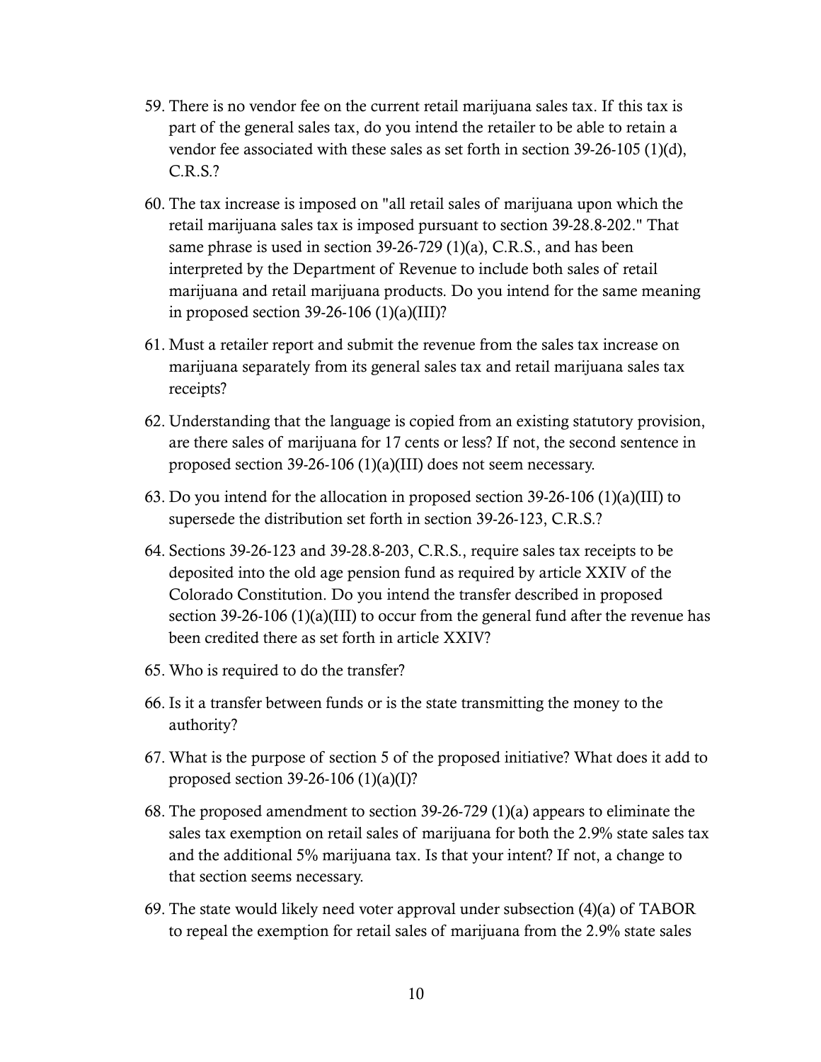59. There is no vendor fee on the current retail marijuana sales tax. If this tax is part of the general sales tax, do you intend the retailer to be able to retain a vendor fee associated with these sales as set forth in section 39-26-105 (1)(d), C.R.S.?

60. The tax increase is imposed on "all retail sales of marijuana upon which the retail marijuana sales tax is imposed pursuant to section 39-28.8-202." That same phrase is used in section 39-26-729 (1)(a), C.R.S., and has been interpreted by the Department of Revenue to include both sales of retail marijuana and retail marijuana products. Do you intend for the same meaning in proposed section 39-26-106 (1)(a)(III)?

61. Must a retailer report and submit the revenue from the sales tax increase on marijuana separately from its general sales tax and retail marijuana sales tax receipts?

62. Understanding that the language is copied from an existing statutory provision, are there sales of marijuana for 17 cents or less? If not, the second sentence in proposed section 39-26-106 (1)(a)(III) does not seem necessary.

63. Do you intend for the allocation in proposed section 39-26-106 (1)(a)(III) to supersede the distribution set forth in section 39-26-123, C.R.S.?

64. Sections 39-26-123 and 39-28.8-203, C.R.S., require sales tax receipts to be deposited into the old age pension fund as required by article XXIV of the Colorado Constitution. Do you intend the transfer described in proposed section 39-26-106 (1)(a)(III) to occur from the general fund after the revenue has been credited there as set forth in article XXIV?

65. Who is required to do the transfer?

66. Is it a transfer between funds or is the state transmitting the money to the authority?

67. What is the purpose of section 5 of the proposed initiative? What does it add to proposed section 39-26-106 (1)(a)(I)?

68. The proposed amendment to section 39-26-729 (1)(a) appears to eliminate the sales tax exemption on retail sales of marijuana for both the 2.9% state sales tax and the additional 5% marijuana tax. Is that your intent? If not, a change to that section seems necessary.

69. The state would likely need voter approval under subsection (4)(a) of TABOR to repeal the exemption for retail sales of marijuana from the 2.9% state sales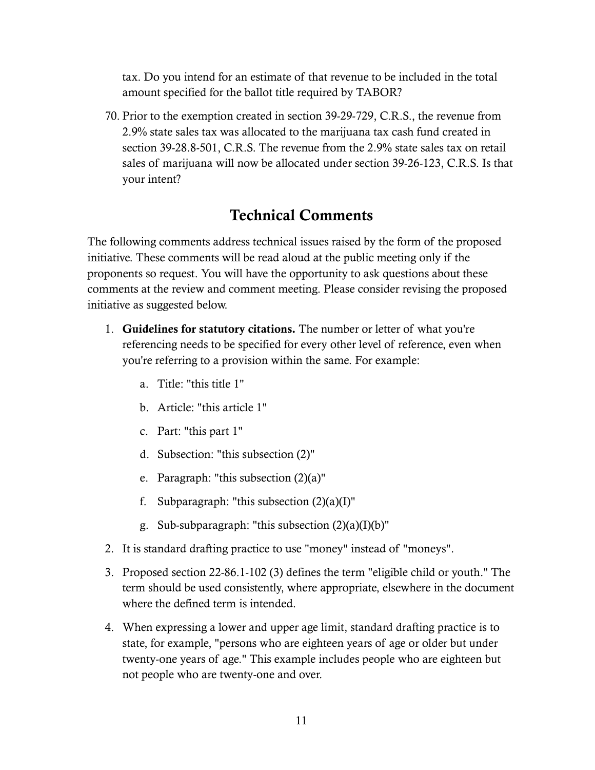tax. Do you intend for an estimate of that revenue to be included in the total amount specified for the ballot title required by TABOR?

70. Prior to the exemption created in section 39-29-729, C.R.S., the revenue from 2.9% state sales tax was allocated to the marijuana tax cash fund created in section 39-28.8-501, C.R.S. The revenue from the 2.9% state sales tax on retail sales of marijuana will now be allocated under section 39-26-123, C.R.S. Is that your intent?

## Technical Comments

The following comments address technical issues raised by the form of the proposed initiative. These comments will be read aloud at the public meeting only if the proponents so request. You will have the opportunity to ask questions about these comments at the review and comment meeting. Please consider revising the proposed initiative as suggested below.

1. **Guidelines for statutory citations.** The number or letter of what you're referencing needs to be specified for every other level of reference, even when you're referring to a provision within the same. For example:
    a. Title: "this title 1"
    b. Article: "this article 1"
    c. Part: "this part 1"
    d. Subsection: "this subsection (2)"
    e. Paragraph: "this subsection (2)(a)"
    f. Subparagraph: "this subsection (2)(a)(I)"
    g. Sub-subparagraph: "this subsection (2)(a)(I)(b)"
2. It is standard drafting practice to use "money" instead of "moneys".
3. Proposed section 22-86.1-102 (3) defines the term "eligible child or youth." The term should be used consistently, where appropriate, elsewhere in the document where the defined term is intended.
4. When expressing a lower and upper age limit, standard drafting practice is to state, for example, "persons who are eighteen years of age or older but under twenty-one years of age." This example includes people who are eighteen but not people who are twenty-one and over.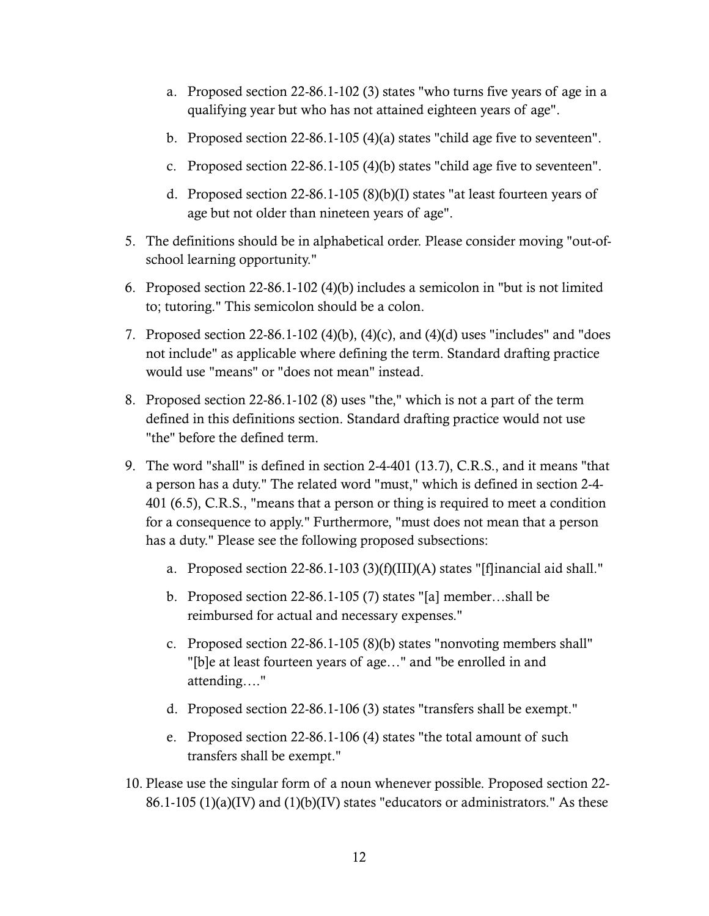a. Proposed section 22-86.1-102 (3) states "who turns five years of age in a qualifying year but who has not attained eighteen years of age".

b. Proposed section 22-86.1-105 (4)(a) states "child age five to seventeen".

c. Proposed section 22-86.1-105 (4)(b) states "child age five to seventeen".

d. Proposed section 22-86.1-105 (8)(b)(I) states "at least fourteen years of age but not older than nineteen years of age".

5. The definitions should be in alphabetical order. Please consider moving "out-of-school learning opportunity."

6. Proposed section 22-86.1-102 (4)(b) includes a semicolon in "but is not limited to; tutoring." This semicolon should be a colon.

7. Proposed section 22-86.1-102 (4)(b), (4)(c), and (4)(d) uses "includes" and "does not include" as applicable where defining the term. Standard drafting practice would use "means" or "does not mean" instead.

8. Proposed section 22-86.1-102 (8) uses "the," which is not a part of the term defined in this definitions section. Standard drafting practice would not use "the" before the defined term.

9. The word "shall" is defined in section 2-4-401 (13.7), C.R.S., and it means "that a person has a duty." The related word "must," which is defined in section 2-4-401 (6.5), C.R.S., "means that a person or thing is required to meet a condition for a consequence to apply." Furthermore, "must does not mean that a person has a duty." Please see the following proposed subsections:

   a. Proposed section 22-86.1-103 (3)(f)(III)(A) states "[f]inancial aid shall."

   b. Proposed section 22-86.1-105 (7) states "[a] member…shall be reimbursed for actual and necessary expenses."

   c. Proposed section 22-86.1-105 (8)(b) states "nonvoting members shall" "[b]e at least fourteen years of age…" and "be enrolled in and attending…."

   d. Proposed section 22-86.1-106 (3) states "transfers shall be exempt."

   e. Proposed section 22-86.1-106 (4) states "the total amount of such transfers shall be exempt."

10. Please use the singular form of a noun whenever possible. Proposed section 22-86.1-105 (1)(a)(IV) and (1)(b)(IV) states "educators or administrators." As these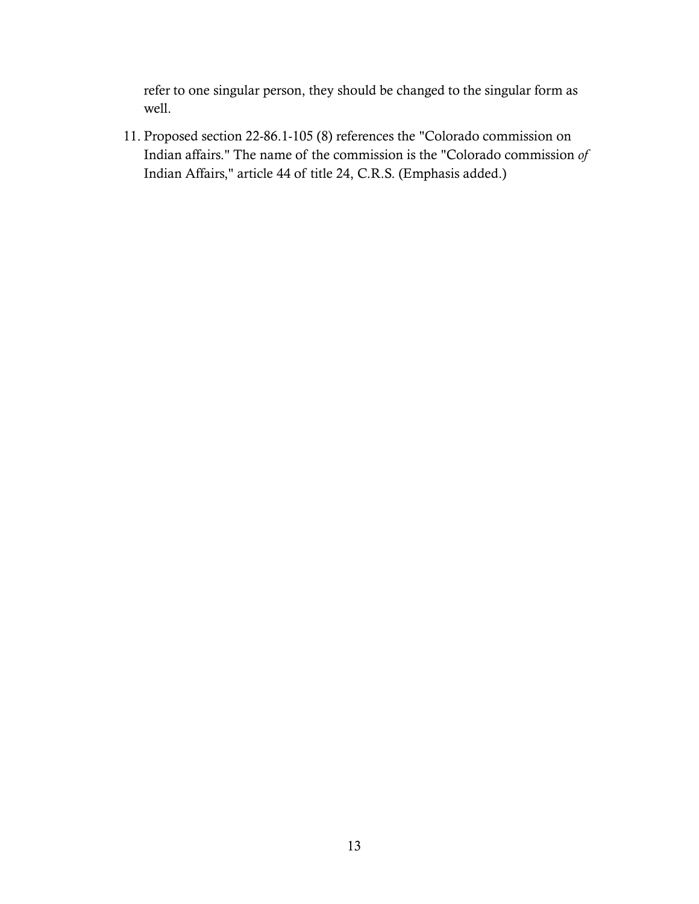refer to one singular person, they should be changed to the singular form as well.

11. Proposed section 22-86.1-105 (8) references the "Colorado commission on Indian affairs." The name of the commission is the "Colorado commission *of* Indian Affairs," article 44 of title 24, C.R.S. (Emphasis added.)